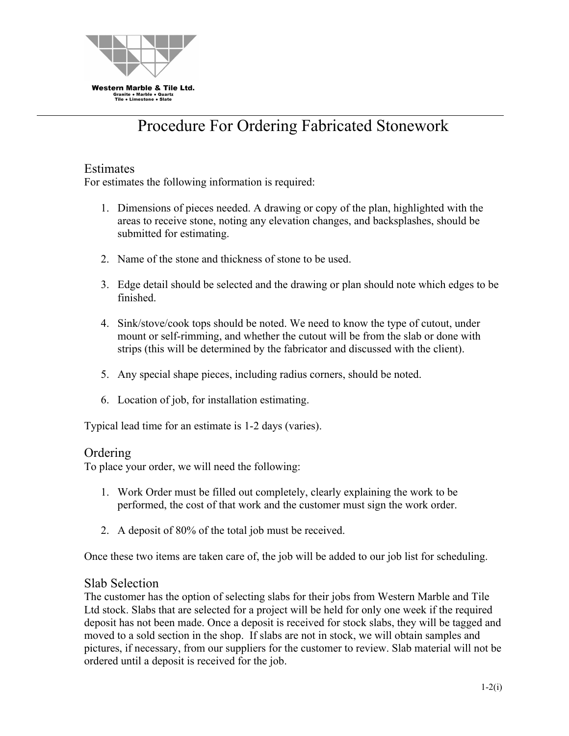**Western Marble & Tile Ltd.**
Granite • Marble • Quartz
Tile • Limestone • Slate

# Procedure For Ordering Fabricated Stonework

## Estimates

For estimates the following information is required:

1. Dimensions of pieces needed. A drawing or copy of the plan, highlighted with the areas to receive stone, noting any elevation changes, and backsplashes, should be submitted for estimating.

2. Name of the stone and thickness of stone to be used.

3. Edge detail should be selected and the drawing or plan should note which edges to be finished.

4. Sink/stove/cook tops should be noted. We need to know the type of cutout, under mount or self-rimming, and whether the cutout will be from the slab or done with strips (this will be determined by the fabricator and discussed with the client).

5. Any special shape pieces, including radius corners, should be noted.

6. Location of job, for installation estimating.

Typical lead time for an estimate is 1-2 days (varies).

## Ordering

To place your order, we will need the following:

1. Work Order must be filled out completely, clearly explaining the work to be performed, the cost of that work and the customer must sign the work order.

2. A deposit of 80% of the total job must be received.

Once these two items are taken care of, the job will be added to our job list for scheduling.

## Slab Selection

The customer has the option of selecting slabs for their jobs from Western Marble and Tile Ltd stock. Slabs that are selected for a project will be held for only one week if the required deposit has not been made. Once a deposit is received for stock slabs, they will be tagged and moved to a sold section in the shop. If slabs are not in stock, we will obtain samples and pictures, if necessary, from our suppliers for the customer to review. Slab material will not be ordered until a deposit is received for the job.

1-2(i)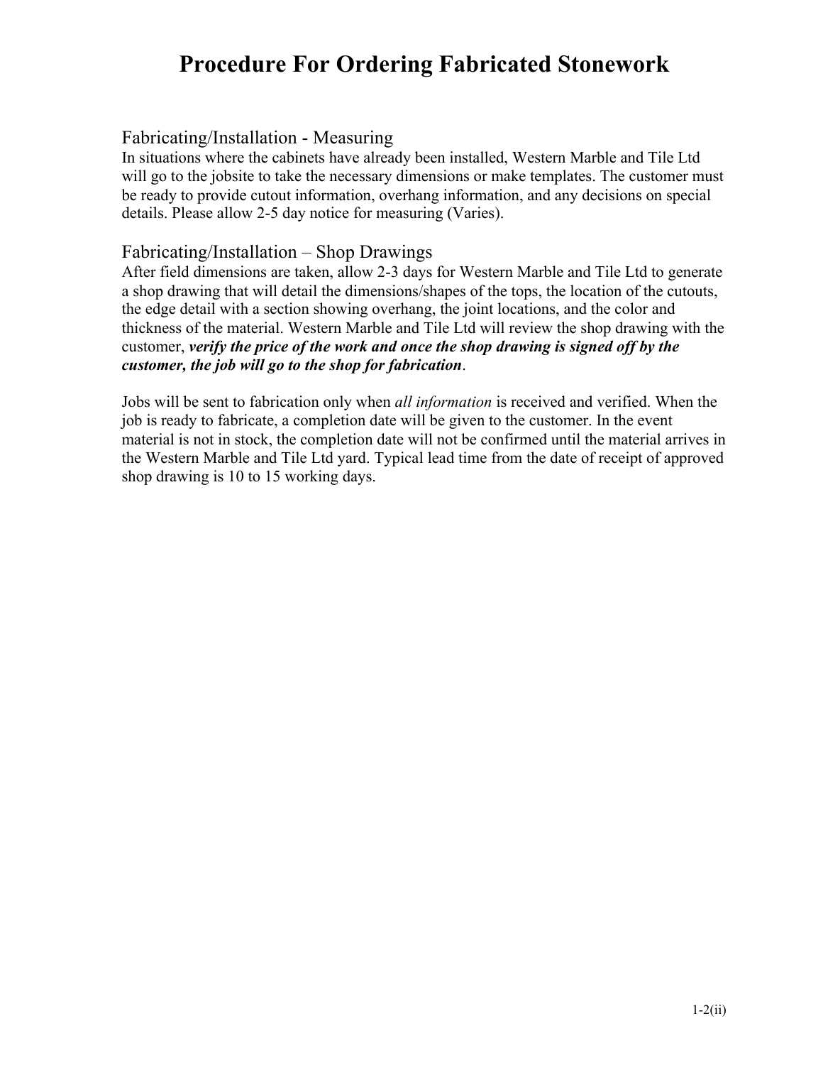# Procedure For Ordering Fabricated Stonework

## Fabricating/Installation - Measuring

In situations where the cabinets have already been installed, Western Marble and Tile Ltd will go to the jobsite to take the necessary dimensions or make templates. The customer must be ready to provide cutout information, overhang information, and any decisions on special details. Please allow 2-5 day notice for measuring (Varies).

## Fabricating/Installation – Shop Drawings

After field dimensions are taken, allow 2-3 days for Western Marble and Tile Ltd to generate a shop drawing that will detail the dimensions/shapes of the tops, the location of the cutouts, the edge detail with a section showing overhang, the joint locations, and the color and thickness of the material. Western Marble and Tile Ltd will review the shop drawing with the customer, ***verify the price of the work and once the shop drawing is signed off by the customer, the job will go to the shop for fabrication***.

Jobs will be sent to fabrication only when *all information* is received and verified. When the job is ready to fabricate, a completion date will be given to the customer. In the event material is not in stock, the completion date will not be confirmed until the material arrives in the Western Marble and Tile Ltd yard. Typical lead time from the date of receipt of approved shop drawing is 10 to 15 working days.